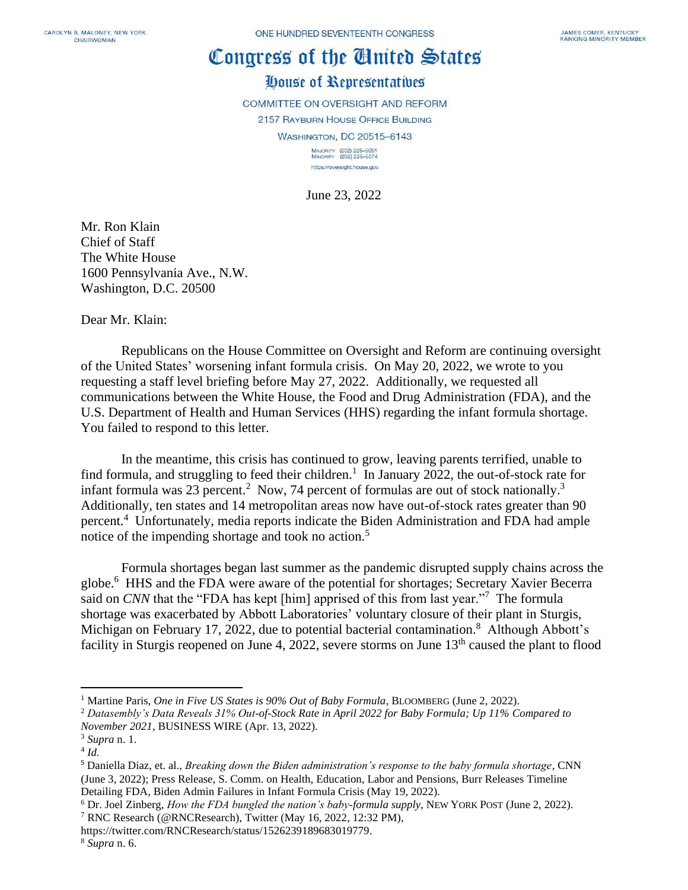CAROLYN B. MALONEY, NEW YORK
CHAIRWOMAN

ONE HUNDRED SEVENTEENTH CONGRESS

JAMES COMER, KENTUCKY
RANKING MINORITY MEMBER

# Congress of the United States

## House of Representatives

COMMITTEE ON OVERSIGHT AND REFORM

2157 RAYBURN HOUSE OFFICE BUILDING

WASHINGTON, DC 20515–6143

MAJORITY (202) 225–5051
MINORITY (202) 225–5074

https://oversight.house.gov

June 23, 2022

Mr. Ron Klain
Chief of Staff
The White House
1600 Pennsylvania Ave., N.W.
Washington, D.C. 20500

Dear Mr. Klain:

Republicans on the House Committee on Oversight and Reform are continuing oversight of the United States' worsening infant formula crisis. On May 20, 2022, we wrote to you requesting a staff level briefing before May 27, 2022. Additionally, we requested all communications between the White House, the Food and Drug Administration (FDA), and the U.S. Department of Health and Human Services (HHS) regarding the infant formula shortage. You failed to respond to this letter.

In the meantime, this crisis has continued to grow, leaving parents terrified, unable to find formula, and struggling to feed their children.[1] In January 2022, the out-of-stock rate for infant formula was 23 percent.[2] Now, 74 percent of formulas are out of stock nationally.[3] Additionally, ten states and 14 metropolitan areas now have out-of-stock rates greater than 90 percent.[4] Unfortunately, media reports indicate the Biden Administration and FDA had ample notice of the impending shortage and took no action.[5]

Formula shortages began last summer as the pandemic disrupted supply chains across the globe.[6] HHS and the FDA were aware of the potential for shortages; Secretary Xavier Becerra said on *CNN* that the "FDA has kept [him] apprised of this from last year."[7] The formula shortage was exacerbated by Abbott Laboratories' voluntary closure of their plant in Sturgis, Michigan on February 17, 2022, due to potential bacterial contamination.[8] Although Abbott's facility in Sturgis reopened on June 4, 2022, severe storms on June 13th caused the plant to flood

---

[1] Martine Paris, *One in Five US States is 90% Out of Baby Formula*, BLOOMBERG (June 2, 2022).

[2] *Datasembly's Data Reveals 31% Out-of-Stock Rate in April 2022 for Baby Formula; Up 11% Compared to November 2021*, BUSINESS WIRE (Apr. 13, 2022).

[3] *Supra* n. 1.

[4] *Id.*

[5] Daniella Diaz, et. al., *Breaking down the Biden administration's response to the baby formula shortage*, CNN (June 3, 2022); Press Release, S. Comm. on Health, Education, Labor and Pensions, Burr Releases Timeline Detailing FDA, Biden Admin Failures in Infant Formula Crisis (May 19, 2022).

[6] Dr. Joel Zinberg, *How the FDA bungled the nation's baby-formula supply*, NEW YORK POST (June 2, 2022).

[7] RNC Research (@RNCResearch), Twitter (May 16, 2022, 12:32 PM), https://twitter.com/RNCResearch/status/1526239189683019779.

[8] *Supra* n. 6.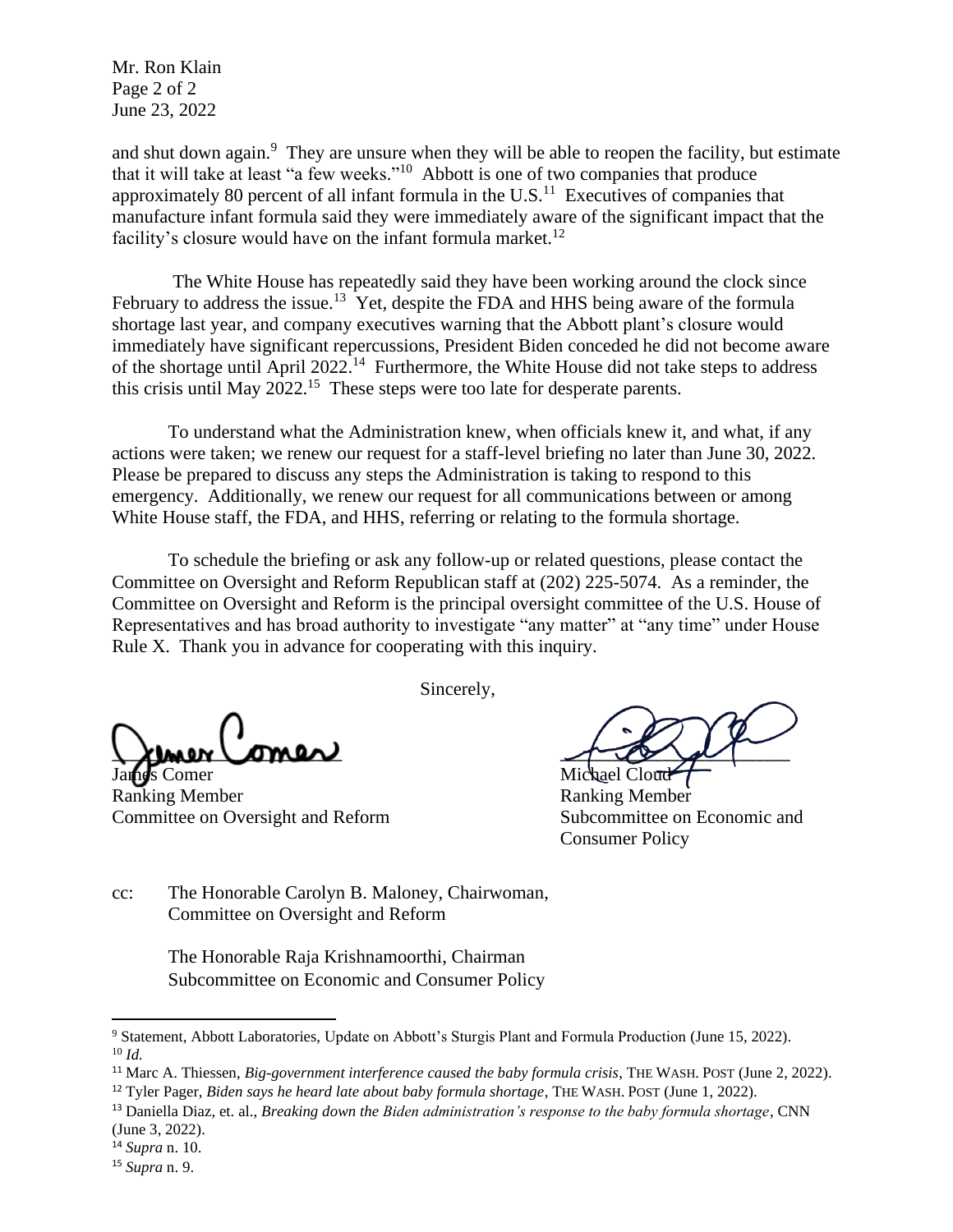and shut down again.[9] They are unsure when they will be able to reopen the facility, but estimate that it will take at least "a few weeks."[10] Abbott is one of two companies that produce approximately 80 percent of all infant formula in the U.S.[11] Executives of companies that manufacture infant formula said they were immediately aware of the significant impact that the facility's closure would have on the infant formula market.[12]

The White House has repeatedly said they have been working around the clock since February to address the issue.[13] Yet, despite the FDA and HHS being aware of the formula shortage last year, and company executives warning that the Abbott plant's closure would immediately have significant repercussions, President Biden conceded he did not become aware of the shortage until April 2022.[14] Furthermore, the White House did not take steps to address this crisis until May 2022.[15] These steps were too late for desperate parents.

To understand what the Administration knew, when officials knew it, and what, if any actions were taken; we renew our request for a staff-level briefing no later than June 30, 2022. Please be prepared to discuss any steps the Administration is taking to respond to this emergency. Additionally, we renew our request for all communications between or among White House staff, the FDA, and HHS, referring or relating to the formula shortage.

To schedule the briefing or ask any follow-up or related questions, please contact the Committee on Oversight and Reform Republican staff at (202) 225-5074. As a reminder, the Committee on Oversight and Reform is the principal oversight committee of the U.S. House of Representatives and has broad authority to investigate "any matter" at "any time" under House Rule X. Thank you in advance for cooperating with this inquiry.

Sincerely,

James Comer
Ranking Member
Committee on Oversight and Reform

Michael Cloud
Ranking Member
Subcommittee on Economic and Consumer Policy

cc: The Honorable Carolyn B. Maloney, Chairwoman,
Committee on Oversight and Reform

The Honorable Raja Krishnamoorthi, Chairman
Subcommittee on Economic and Consumer Policy

---

[9] Statement, Abbott Laboratories, Update on Abbott's Sturgis Plant and Formula Production (June 15, 2022).

[10] *Id.*

[11] Marc A. Thiessen, *Big-government interference caused the baby formula crisis*, THE WASH. POST (June 2, 2022).

[12] Tyler Pager, *Biden says he heard late about baby formula shortage*, THE WASH. POST (June 1, 2022).

[13] Daniella Diaz, et. al., *Breaking down the Biden administration's response to the baby formula shortage*, CNN (June 3, 2022).

[14] *Supra* n. 10.

[15] *Supra* n. 9.